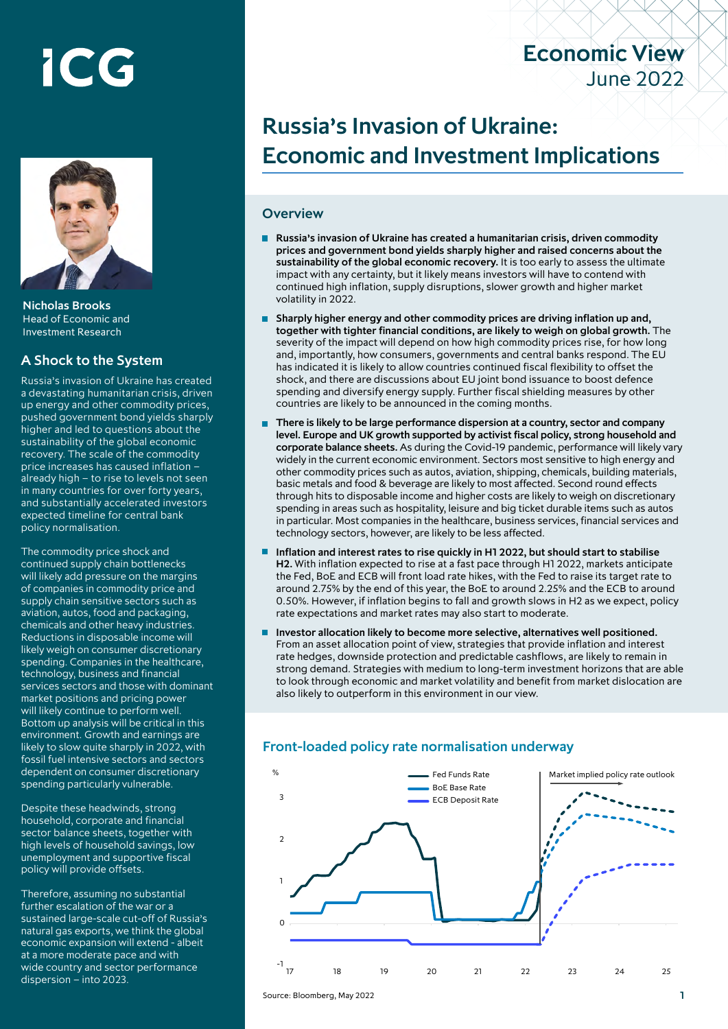# Economic View
June 2022

# Russia's Invasion of Ukraine: Economic and Investment Implications

Nicholas Brooks
Head of Economic and Investment Research

## A Shock to the System

Russia's invasion of Ukraine has created a devastating humanitarian crisis, driven up energy and other commodity prices, pushed government bond yields sharply higher and led to questions about the sustainability of the global economic recovery. The scale of the commodity price increases has caused inflation – already high – to rise to levels not seen in many countries for over forty years, and substantially accelerated investors expected timeline for central bank policy normalisation.

The commodity price shock and continued supply chain bottlenecks will likely add pressure on the margins of companies in commodity price and supply chain sensitive sectors such as aviation, autos, food and packaging, chemicals and other heavy industries. Reductions in disposable income will likely weigh on consumer discretionary spending. Companies in the healthcare, technology, business and financial services sectors and those with dominant market positions and pricing power will likely continue to perform well. Bottom up analysis will be critical in this environment. Growth and earnings are likely to slow quite sharply in 2022, with fossil fuel intensive sectors and sectors dependent on consumer discretionary spending particularly vulnerable.

Despite these headwinds, strong household, corporate and financial sector balance sheets, together with high levels of household savings, low unemployment and supportive fiscal policy will provide offsets.

Therefore, assuming no substantial further escalation of the war or a sustained large-scale cut-off of Russia's natural gas exports, we think the global economic expansion will extend - albeit at a more moderate pace and with wide country and sector performance dispersion – into 2023.

## Overview

- **Russia's invasion of Ukraine has created a humanitarian crisis, driven commodity prices and government bond yields sharply higher and raised concerns about the sustainability of the global economic recovery.** It is too early to assess the ultimate impact with any certainty, but it likely means investors will have to contend with continued high inflation, supply disruptions, slower growth and higher market volatility in 2022.
- **Sharply higher energy and other commodity prices are driving inflation up and, together with tighter financial conditions, are likely to weigh on global growth.** The severity of the impact will depend on how high commodity prices rise, for how long and, importantly, how consumers, governments and central banks respond. The EU has indicated it is likely to allow countries continued fiscal flexibility to offset the shock, and there are discussions about EU joint bond issuance to boost defence spending and diversify energy supply. Further fiscal shielding measures by other countries are likely to be announced in the coming months.
- **There is likely to be large performance dispersion at a country, sector and company level. Europe and UK growth supported by activist fiscal policy, strong household and corporate balance sheets.** As during the Covid-19 pandemic, performance will likely vary widely in the current economic environment. Sectors most sensitive to high energy and other commodity prices such as autos, aviation, shipping, chemicals, building materials, basic metals and food & beverage are likely to most affected. Second round effects through hits to disposable income and higher costs are likely to weigh on discretionary spending in areas such as hospitality, leisure and big ticket durable items such as autos in particular. Most companies in the healthcare, business services, financial services and technology sectors, however, are likely to be less affected.
- **Inflation and interest rates to rise quickly in H1 2022, but should start to stabilise H2.** With inflation expected to rise at a fast pace through H1 2022, markets anticipate the Fed, BoE and ECB will front load rate hikes, with the Fed to raise its target rate to around 2.75% by the end of this year, the BoE to around 2.25% and the ECB to around 0.50%. However, if inflation begins to fall and growth slows in H2 as we expect, policy rate expectations and market rates may also start to moderate.
- **Investor allocation likely to become more selective, alternatives well positioned.** From an asset allocation point of view, strategies that provide inflation and interest rate hedges, downside protection and predictable cashflows, are likely to remain in strong demand. Strategies with medium to long-term investment horizons that are able to look through economic and market volatility and benefit from market dislocation are also likely to outperform in this environment in our view.

## Front-loaded policy rate normalisation underway

Source: Bloomberg, May 2022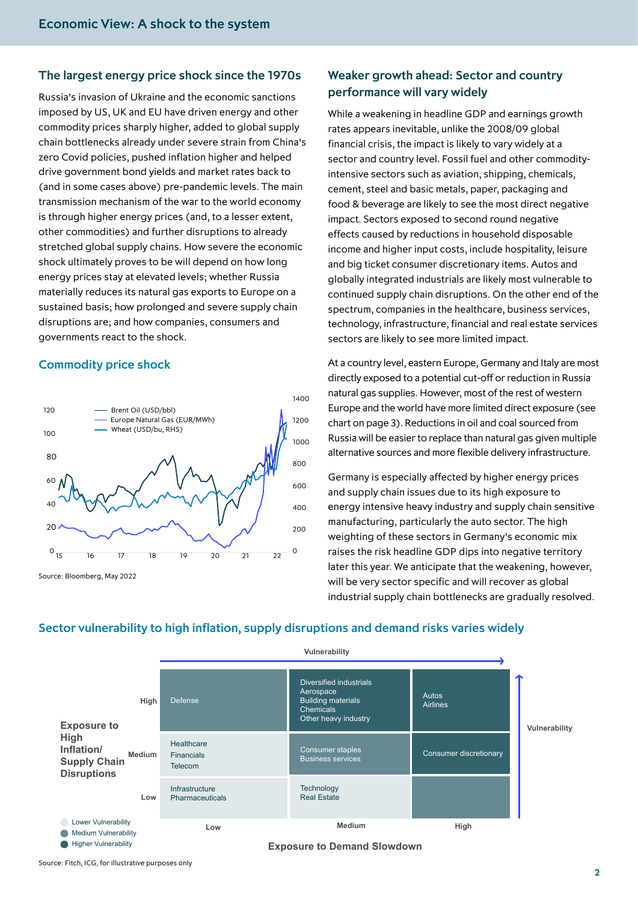## The largest energy price shock since the 1970s

Russia's invasion of Ukraine and the economic sanctions imposed by US, UK and EU have driven energy and other commodity prices sharply higher, added to global supply chain bottlenecks already under severe strain from China's zero Covid policies, pushed inflation higher and helped drive government bond yields and market rates back to (and in some cases above) pre-pandemic levels. The main transmission mechanism of the war to the world economy is through higher energy prices (and, to a lesser extent, other commodities) and further disruptions to already stretched global supply chains. How severe the economic shock ultimately proves to be will depend on how long energy prices stay at elevated levels; whether Russia materially reduces its natural gas exports to Europe on a sustained basis; how prolonged and severe supply chain disruptions are; and how companies, consumers and governments react to the shock.

### Commodity price shock

Brent Oil (USD/bbl), Europe Natural Gas (EUR/MWh), Wheat (USD/bu, RHS)

Source: Bloomberg, May 2022

## Weaker growth ahead: Sector and country performance will vary widely

While a weakening in headline GDP and earnings growth rates appears inevitable, unlike the 2008/09 global financial crisis, the impact is likely to vary widely at a sector and country level. Fossil fuel and other commodity-intensive sectors such as aviation, shipping, chemicals, cement, steel and basic metals, paper, packaging and food & beverage are likely to see the most direct negative impact. Sectors exposed to second round negative effects caused by reductions in household disposable income and higher input costs, include hospitality, leisure and big ticket consumer discretionary items. Autos and globally integrated industrials are likely most vulnerable to continued supply chain disruptions. On the other end of the spectrum, companies in the healthcare, business services, technology, infrastructure, financial and real estate services sectors are likely to see more limited impact.

At a country level, eastern Europe, Germany and Italy are most directly exposed to a potential cut-off or reduction in Russia natural gas supplies. However, most of the rest of western Europe and the world have more limited direct exposure (see chart on page 3). Reductions in oil and coal sourced from Russia will be easier to replace than natural gas given multiple alternative sources and more flexible delivery infrastructure.

Germany is especially affected by higher energy prices and supply chain issues due to its high exposure to energy intensive heavy industry and supply chain sensitive manufacturing, particularly the auto sector. The high weighting of these sectors in Germany's economic mix raises the risk headline GDP dips into negative territory later this year. We anticipate that the weakening, however, will be very sector specific and will recover as global industrial supply chain bottlenecks are gradually resolved.

### Sector vulnerability to high inflation, supply disruptions and demand risks varies widely

| Exposure to High Inflation/ Supply Chain Disruptions \ Exposure to Demand Slowdown | Low | Medium | High |
|---|---|---|---|
| High | Defense | Diversified industrials, Aerospace, Building materials, Chemicals, Other heavy industry | Autos, Airlines |
| Medium | Healthcare, Financials, Telecom | Consumer staples, Business services | Consumer discretionary |
| Low | Infrastructure, Pharmaceuticals | Technology, Real Estate | |

Legend: Lower Vulnerability; Medium Vulnerability; Higher Vulnerability

Source: Fitch, ICG, for illustrative purposes only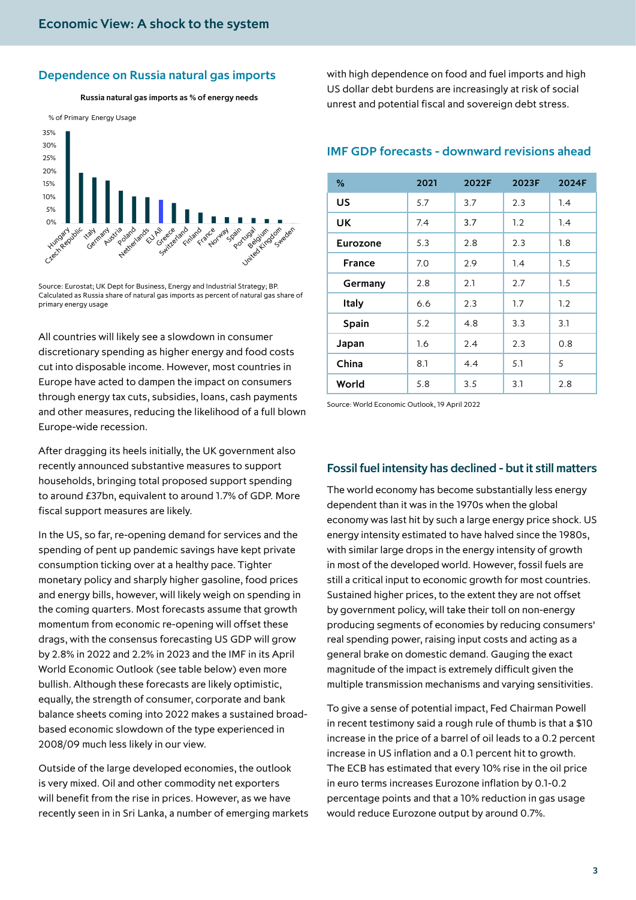## Dependence on Russia natural gas imports

**Russia natural gas imports as % of energy needs**

% of Primary Energy Usage

Source: Eurostat; UK Dept for Business, Energy and Industrial Strategy; BP. Calculated as Russia share of natural gas imports as percent of natural gas share of primary energy usage

All countries will likely see a slowdown in consumer discretionary spending as higher energy and food costs cut into disposable income. However, most countries in Europe have acted to dampen the impact on consumers through energy tax cuts, subsidies, loans, cash payments and other measures, reducing the likelihood of a full blown Europe-wide recession.

After dragging its heels initially, the UK government also recently announced substantive measures to support households, bringing total proposed support spending to around £37bn, equivalent to around 1.7% of GDP. More fiscal support measures are likely.

In the US, so far, re-opening demand for services and the spending of pent up pandemic savings have kept private consumption ticking over at a healthy pace. Tighter monetary policy and sharply higher gasoline, food prices and energy bills, however, will likely weigh on spending in the coming quarters. Most forecasts assume that growth momentum from economic re-opening will offset these drags, with the consensus forecasting US GDP will grow by 2.8% in 2022 and 2.2% in 2023 and the IMF in its April World Economic Outlook (see table below) even more bullish. Although these forecasts are likely optimistic, equally, the strength of consumer, corporate and bank balance sheets coming into 2022 makes a sustained broad-based economic slowdown of the type experienced in 2008/09 much less likely in our view.

Outside of the large developed economies, the outlook is very mixed. Oil and other commodity net exporters will benefit from the rise in prices. However, as we have recently seen in in Sri Lanka, a number of emerging markets with high dependence on food and fuel imports and high US dollar debt burdens are increasingly at risk of social unrest and potential fiscal and sovereign debt stress.

## IMF GDP forecasts - downward revisions ahead

| % | 2021 | 2022F | 2023F | 2024F |
|---|---|---|---|---|
| **US** | 5.7 | 3.7 | 2.3 | 1.4 |
| **UK** | 7.4 | 3.7 | 1.2 | 1.4 |
| **Eurozone** | 5.3 | 2.8 | 2.3 | 1.8 |
| **France** | 7.0 | 2.9 | 1.4 | 1.5 |
| **Germany** | 2.8 | 2.1 | 2.7 | 1.5 |
| **Italy** | 6.6 | 2.3 | 1.7 | 1.2 |
| **Spain** | 5.2 | 4.8 | 3.3 | 3.1 |
| **Japan** | 1.6 | 2.4 | 2.3 | 0.8 |
| **China** | 8.1 | 4.4 | 5.1 | 5 |
| **World** | 5.8 | 3.5 | 3.1 | 2.8 |

Source: World Economic Outlook, 19 April 2022

## Fossil fuel intensity has declined - but it still matters

The world economy has become substantially less energy dependent than it was in the 1970s when the global economy was last hit by such a large energy price shock. US energy intensity estimated to have halved since the 1980s, with similar large drops in the energy intensity of growth in most of the developed world. However, fossil fuels are still a critical input to economic growth for most countries. Sustained higher prices, to the extent they are not offset by government policy, will take their toll on non-energy producing segments of economies by reducing consumers' real spending power, raising input costs and acting as a general brake on domestic demand. Gauging the exact magnitude of the impact is extremely difficult given the multiple transmission mechanisms and varying sensitivities.

To give a sense of potential impact, Fed Chairman Powell in recent testimony said a rough rule of thumb is that a $10 increase in the price of a barrel of oil leads to a 0.2 percent increase in US inflation and a 0.1 percent hit to growth. The ECB has estimated that every 10% rise in the oil price in euro terms increases Eurozone inflation by 0.1-0.2 percentage points and that a 10% reduction in gas usage would reduce Eurozone output by around 0.7%.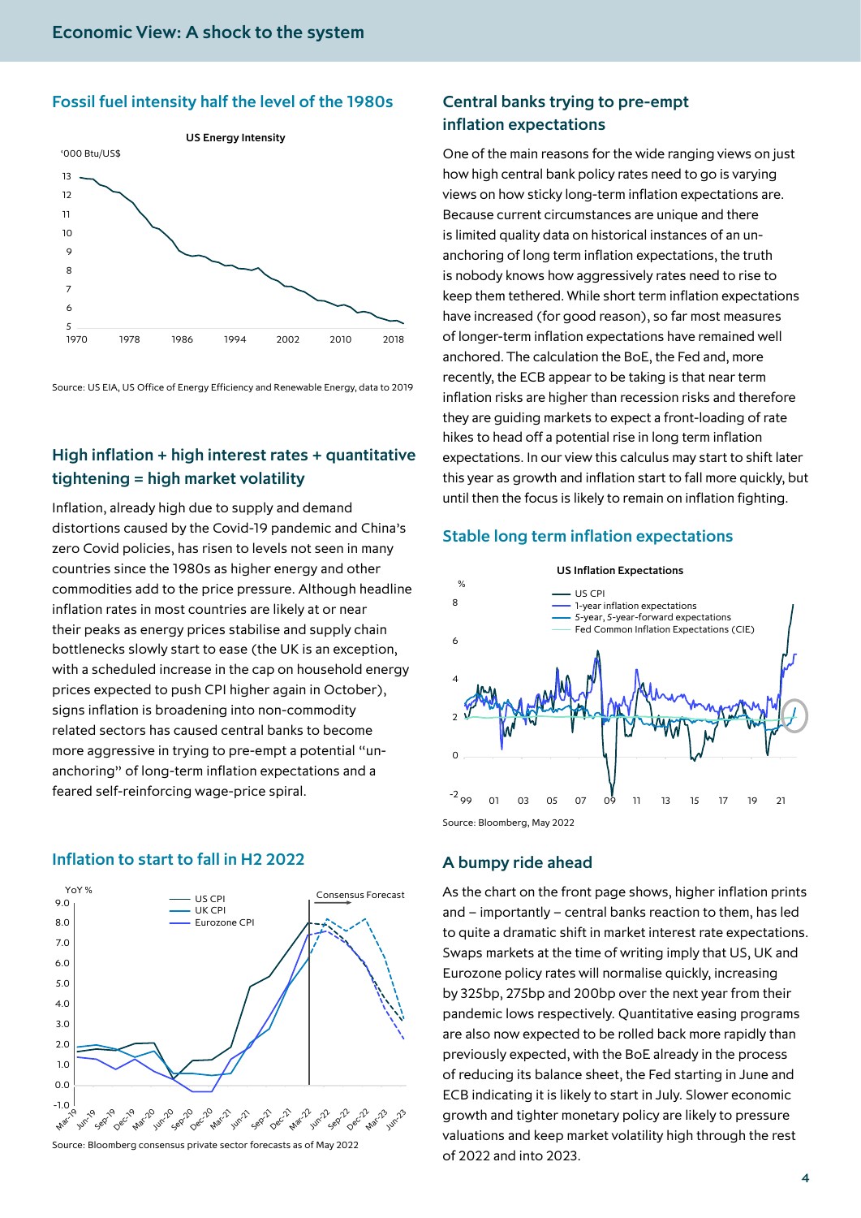## Fossil fuel intensity half the level of the 1980s

Source: US EIA, US Office of Energy Efficiency and Renewable Energy, data to 2019

## High inflation + high interest rates + quantitative tightening = high market volatility

Inflation, already high due to supply and demand distortions caused by the Covid-19 pandemic and China's zero Covid policies, has risen to levels not seen in many countries since the 1980s as higher energy and other commodities add to the price pressure. Although headline inflation rates in most countries are likely at or near their peaks as energy prices stabilise and supply chain bottlenecks slowly start to ease (the UK is an exception, with a scheduled increase in the cap on household energy prices expected to push CPI higher again in October), signs inflation is broadening into non-commodity related sectors has caused central banks to become more aggressive in trying to pre-empt a potential "un-anchoring" of long-term inflation expectations and a feared self-reinforcing wage-price spiral.

## Inflation to start to fall in H2 2022

Source: Bloomberg consensus private sector forecasts as of May 2022

## Central banks trying to pre-empt inflation expectations

One of the main reasons for the wide ranging views on just how high central bank policy rates need to go is varying views on how sticky long-term inflation expectations are. Because current circumstances are unique and there is limited quality data on historical instances of an un-anchoring of long term inflation expectations, the truth is nobody knows how aggressively rates need to rise to keep them tethered. While short term inflation expectations have increased (for good reason), so far most measures of longer-term inflation expectations have remained well anchored. The calculation the BoE, the Fed and, more recently, the ECB appear to be taking is that near term inflation risks are higher than recession risks and therefore they are guiding markets to expect a front-loading of rate hikes to head off a potential rise in long term inflation expectations. In our view this calculus may start to shift later this year as growth and inflation start to fall more quickly, but until then the focus is likely to remain on inflation fighting.

## Stable long term inflation expectations

Source: Bloomberg, May 2022

## A bumpy ride ahead

As the chart on the front page shows, higher inflation prints and – importantly – central banks reaction to them, has led to quite a dramatic shift in market interest rate expectations. Swaps markets at the time of writing imply that US, UK and Eurozone policy rates will normalise quickly, increasing by 325bp, 275bp and 200bp over the next year from their pandemic lows respectively. Quantitative easing programs are also now expected to be rolled back more rapidly than previously expected, with the BoE already in the process of reducing its balance sheet, the Fed starting in June and ECB indicating it is likely to start in July. Slower economic growth and tighter monetary policy are likely to pressure valuations and keep market volatility high through the rest of 2022 and into 2023.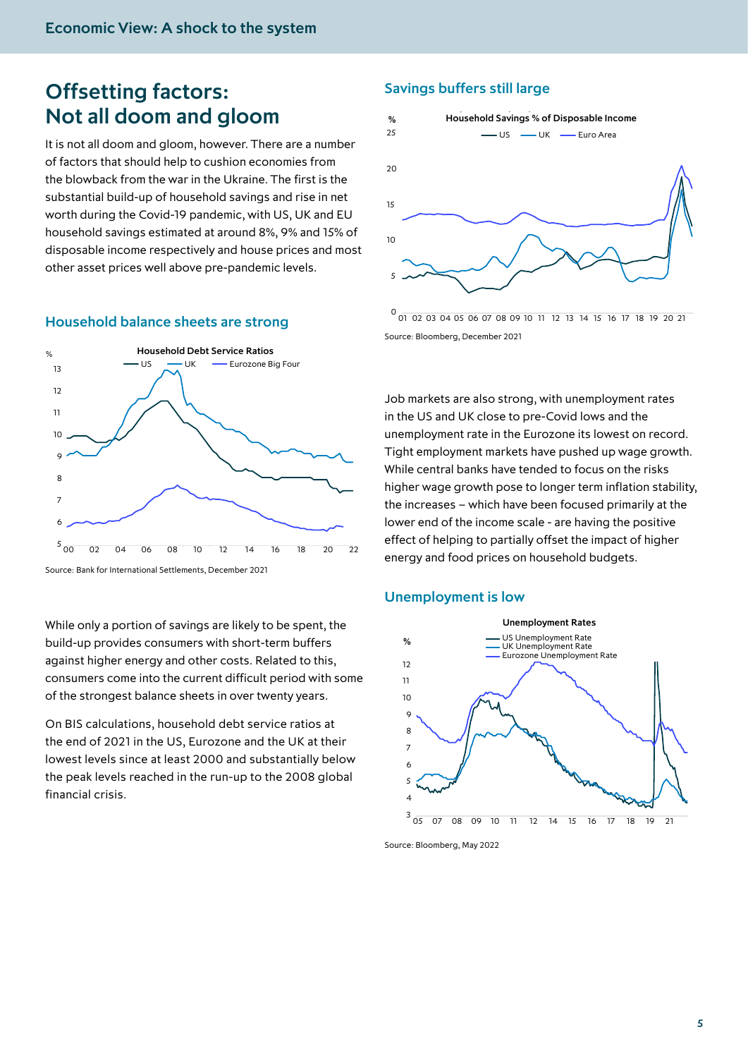# Offsetting factors: Not all doom and gloom

It is not all doom and gloom, however. There are a number of factors that should help to cushion economies from the blowback from the war in the Ukraine. The first is the substantial build-up of household savings and rise in net worth during the Covid-19 pandemic, with US, UK and EU household savings estimated at around 8%, 9% and 15% of disposable income respectively and house prices and most other asset prices well above pre-pandemic levels.

## Household balance sheets are strong

Source: Bank for International Settlements, December 2021

While only a portion of savings are likely to be spent, the build-up provides consumers with short-term buffers against higher energy and other costs. Related to this, consumers come into the current difficult period with some of the strongest balance sheets in over twenty years.

On BIS calculations, household debt service ratios at the end of 2021 in the US, Eurozone and the UK at their lowest levels since at least 2000 and substantially below the peak levels reached in the run-up to the 2008 global financial crisis.

## Savings buffers still large

Source: Bloomberg, December 2021

Job markets are also strong, with unemployment rates in the US and UK close to pre-Covid lows and the unemployment rate in the Eurozone its lowest on record. Tight employment markets have pushed up wage growth. While central banks have tended to focus on the risks higher wage growth pose to longer term inflation stability, the increases – which have been focused primarily at the lower end of the income scale - are having the positive effect of helping to partially offset the impact of higher energy and food prices on household budgets.

## Unemployment is low

Source: Bloomberg, May 2022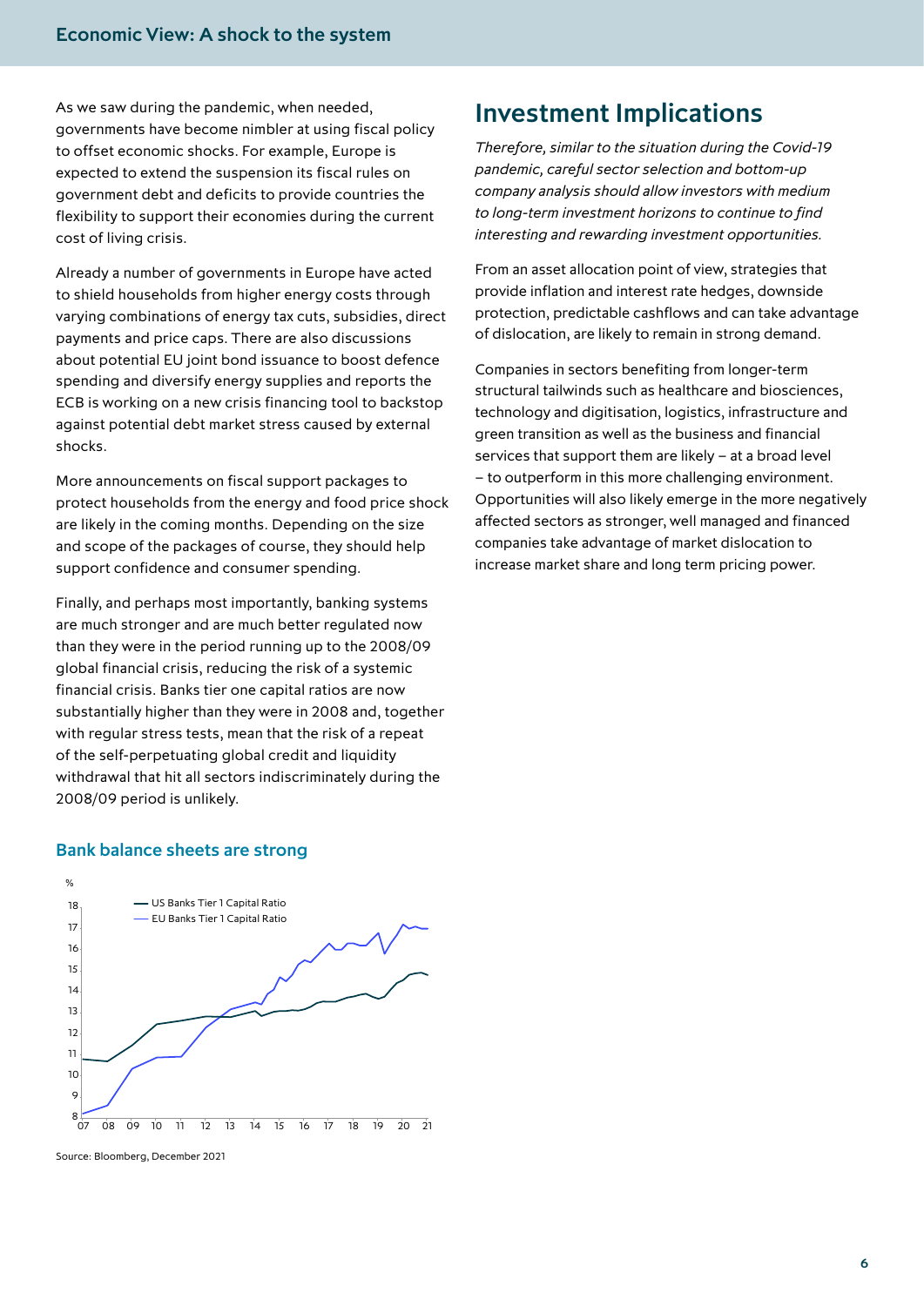As we saw during the pandemic, when needed, governments have become nimbler at using fiscal policy to offset economic shocks. For example, Europe is expected to extend the suspension its fiscal rules on government debt and deficits to provide countries the flexibility to support their economies during the current cost of living crisis.

Already a number of governments in Europe have acted to shield households from higher energy costs through varying combinations of energy tax cuts, subsidies, direct payments and price caps. There are also discussions about potential EU joint bond issuance to boost defence spending and diversify energy supplies and reports the ECB is working on a new crisis financing tool to backstop against potential debt market stress caused by external shocks.

More announcements on fiscal support packages to protect households from the energy and food price shock are likely in the coming months. Depending on the size and scope of the packages of course, they should help support confidence and consumer spending.

Finally, and perhaps most importantly, banking systems are much stronger and are much better regulated now than they were in the period running up to the 2008/09 global financial crisis, reducing the risk of a systemic financial crisis. Banks tier one capital ratios are now substantially higher than they were in 2008 and, together with regular stress tests, mean that the risk of a repeat of the self-perpetuating global credit and liquidity withdrawal that hit all sectors indiscriminately during the 2008/09 period is unlikely.

### Bank balance sheets are strong

Source: Bloomberg, December 2021

## Investment Implications

*Therefore, similar to the situation during the Covid-19 pandemic, careful sector selection and bottom-up company analysis should allow investors with medium to long-term investment horizons to continue to find interesting and rewarding investment opportunities.*

From an asset allocation point of view, strategies that provide inflation and interest rate hedges, downside protection, predictable cashflows and can take advantage of dislocation, are likely to remain in strong demand.

Companies in sectors benefiting from longer-term structural tailwinds such as healthcare and biosciences, technology and digitisation, logistics, infrastructure and green transition as well as the business and financial services that support them are likely – at a broad level – to outperform in this more challenging environment. Opportunities will also likely emerge in the more negatively affected sectors as stronger, well managed and financed companies take advantage of market dislocation to increase market share and long term pricing power.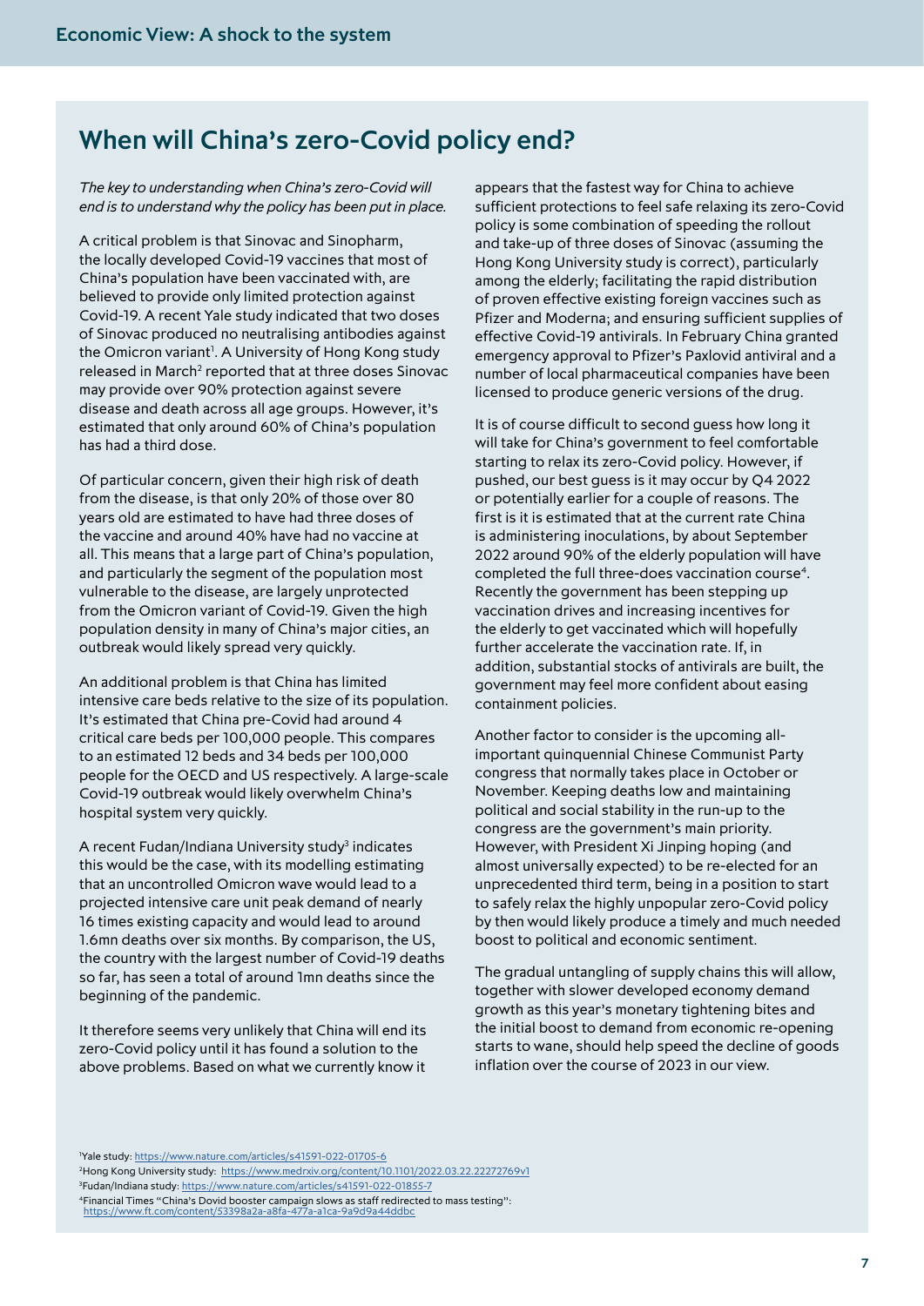## When will China's zero-Covid policy end?

*The key to understanding when China's zero-Covid will end is to understand why the policy has been put in place.*

A critical problem is that Sinovac and Sinopharm, the locally developed Covid-19 vaccines that most of China's population have been vaccinated with, are believed to provide only limited protection against Covid-19. A recent Yale study indicated that two doses of Sinovac produced no neutralising antibodies against the Omicron variant[1]. A University of Hong Kong study released in March[2] reported that at three doses Sinovac may provide over 90% protection against severe disease and death across all age groups. However, it's estimated that only around 60% of China's population has had a third dose.

Of particular concern, given their high risk of death from the disease, is that only 20% of those over 80 years old are estimated to have had three doses of the vaccine and around 40% have had no vaccine at all. This means that a large part of China's population, and particularly the segment of the population most vulnerable to the disease, are largely unprotected from the Omicron variant of Covid-19. Given the high population density in many of China's major cities, an outbreak would likely spread very quickly.

An additional problem is that China has limited intensive care beds relative to the size of its population. It's estimated that China pre-Covid had around 4 critical care beds per 100,000 people. This compares to an estimated 12 beds and 34 beds per 100,000 people for the OECD and US respectively. A large-scale Covid-19 outbreak would likely overwhelm China's hospital system very quickly.

A recent Fudan/Indiana University study[3] indicates this would be the case, with its modelling estimating that an uncontrolled Omicron wave would lead to a projected intensive care unit peak demand of nearly 16 times existing capacity and would lead to around 1.6mn deaths over six months. By comparison, the US, the country with the largest number of Covid-19 deaths so far, has seen a total of around 1mn deaths since the beginning of the pandemic.

It therefore seems very unlikely that China will end its zero-Covid policy until it has found a solution to the above problems. Based on what we currently know it appears that the fastest way for China to achieve sufficient protections to feel safe relaxing its zero-Covid policy is some combination of speeding the rollout and take-up of three doses of Sinovac (assuming the Hong Kong University study is correct), particularly among the elderly; facilitating the rapid distribution of proven effective existing foreign vaccines such as Pfizer and Moderna; and ensuring sufficient supplies of effective Covid-19 antivirals. In February China granted emergency approval to Pfizer's Paxlovid antiviral and a number of local pharmaceutical companies have been licensed to produce generic versions of the drug.

It is of course difficult to second guess how long it will take for China's government to feel comfortable starting to relax its zero-Covid policy. However, if pushed, our best guess is it may occur by Q4 2022 or potentially earlier for a couple of reasons. The first is it is estimated that at the current rate China is administering inoculations, by about September 2022 around 90% of the elderly population will have completed the full three-does vaccination course[4]. Recently the government has been stepping up vaccination drives and increasing incentives for the elderly to get vaccinated which will hopefully further accelerate the vaccination rate. If, in addition, substantial stocks of antivirals are built, the government may feel more confident about easing containment policies.

Another factor to consider is the upcoming all-important quinquennial Chinese Communist Party congress that normally takes place in October or November. Keeping deaths low and maintaining political and social stability in the run-up to the congress are the government's main priority. However, with President Xi Jinping hoping (and almost universally expected) to be re-elected for an unprecedented third term, being in a position to start to safely relax the highly unpopular zero-Covid policy by then would likely produce a timely and much needed boost to political and economic sentiment.

The gradual untangling of supply chains this will allow, together with slower developed economy demand growth as this year's monetary tightening bites and the initial boost to demand from economic re-opening starts to wane, should help speed the decline of goods inflation over the course of 2023 in our view.

[1] Yale study: https://www.nature.com/articles/s41591-022-01705-6

[2] Hong Kong University study: https://www.medrxiv.org/content/10.1101/2022.03.22.22272769v1

[3] Fudan/Indiana study: https://www.nature.com/articles/s41591-022-01855-7

[4] Financial Times "China's Dovid booster campaign slows as staff redirected to mass testing": https://www.ft.com/content/53398a2a-a8fa-477a-a1ca-9a9d9a44ddbc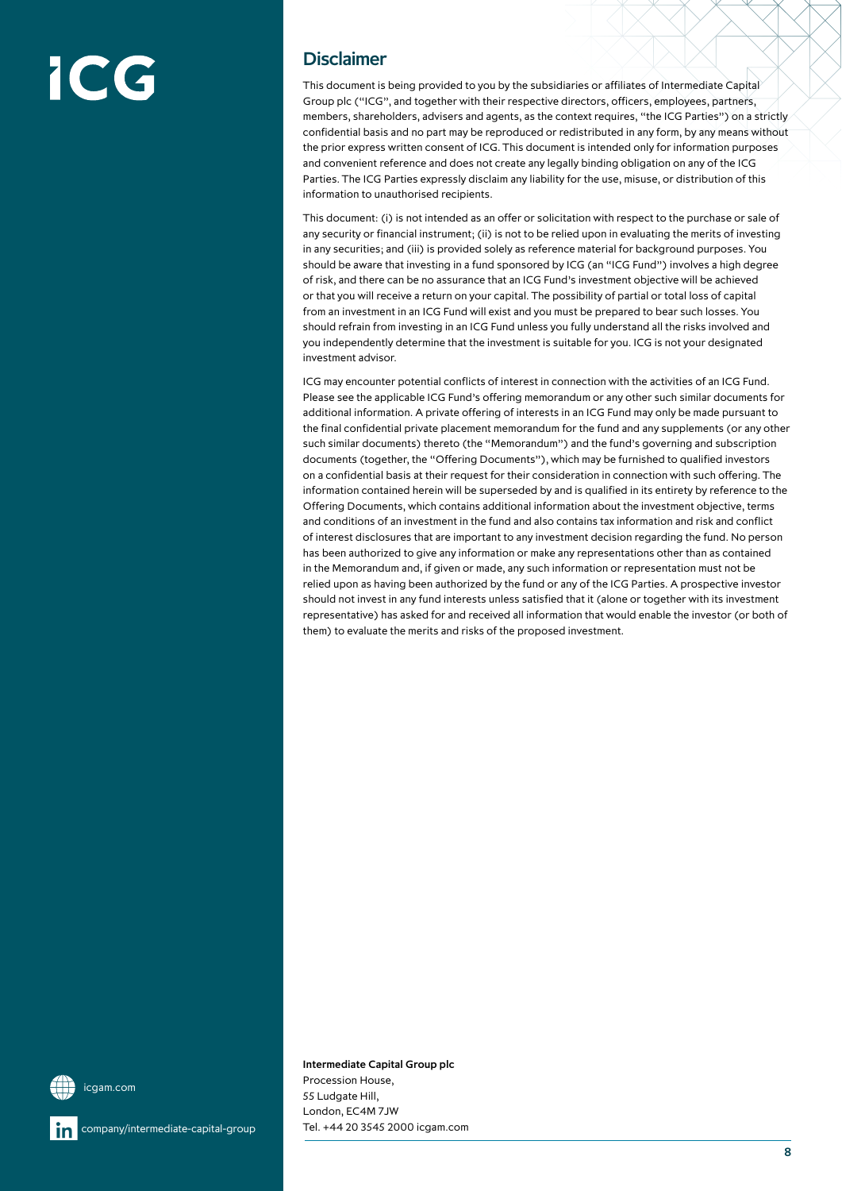ICG

## Disclaimer

This document is being provided to you by the subsidiaries or affiliates of Intermediate Capital Group plc ("ICG", and together with their respective directors, officers, employees, partners, members, shareholders, advisers and agents, as the context requires, "the ICG Parties") on a strictly confidential basis and no part may be reproduced or redistributed in any form, by any means without the prior express written consent of ICG. This document is intended only for information purposes and convenient reference and does not create any legally binding obligation on any of the ICG Parties. The ICG Parties expressly disclaim any liability for the use, misuse, or distribution of this information to unauthorised recipients.

This document: (i) is not intended as an offer or solicitation with respect to the purchase or sale of any security or financial instrument; (ii) is not to be relied upon in evaluating the merits of investing in any securities; and (iii) is provided solely as reference material for background purposes. You should be aware that investing in a fund sponsored by ICG (an "ICG Fund") involves a high degree of risk, and there can be no assurance that an ICG Fund's investment objective will be achieved or that you will receive a return on your capital. The possibility of partial or total loss of capital from an investment in an ICG Fund will exist and you must be prepared to bear such losses. You should refrain from investing in an ICG Fund unless you fully understand all the risks involved and you independently determine that the investment is suitable for you. ICG is not your designated investment advisor.

ICG may encounter potential conflicts of interest in connection with the activities of an ICG Fund. Please see the applicable ICG Fund's offering memorandum or any other such similar documents for additional information. A private offering of interests in an ICG Fund may only be made pursuant to the final confidential private placement memorandum for the fund and any supplements (or any other such similar documents) thereto (the "Memorandum") and the fund's governing and subscription documents (together, the "Offering Documents"), which may be furnished to qualified investors on a confidential basis at their request for their consideration in connection with such offering. The information contained herein will be superseded by and is qualified in its entirety by reference to the Offering Documents, which contains additional information about the investment objective, terms and conditions of an investment in the fund and also contains tax information and risk and conflict of interest disclosures that are important to any investment decision regarding the fund. No person has been authorized to give any information or make any representations other than as contained in the Memorandum and, if given or made, any such information or representation must not be relied upon as having been authorized by the fund or any of the ICG Parties. A prospective investor should not invest in any fund interests unless satisfied that it (alone or together with its investment representative) has asked for and received all information that would enable the investor (or both of them) to evaluate the merits and risks of the proposed investment.

icgam.com

company/intermediate-capital-group

**Intermediate Capital Group plc**
Procession House,
55 Ludgate Hill,
London, EC4M 7JW
Tel. +44 20 3545 2000 icgam.com